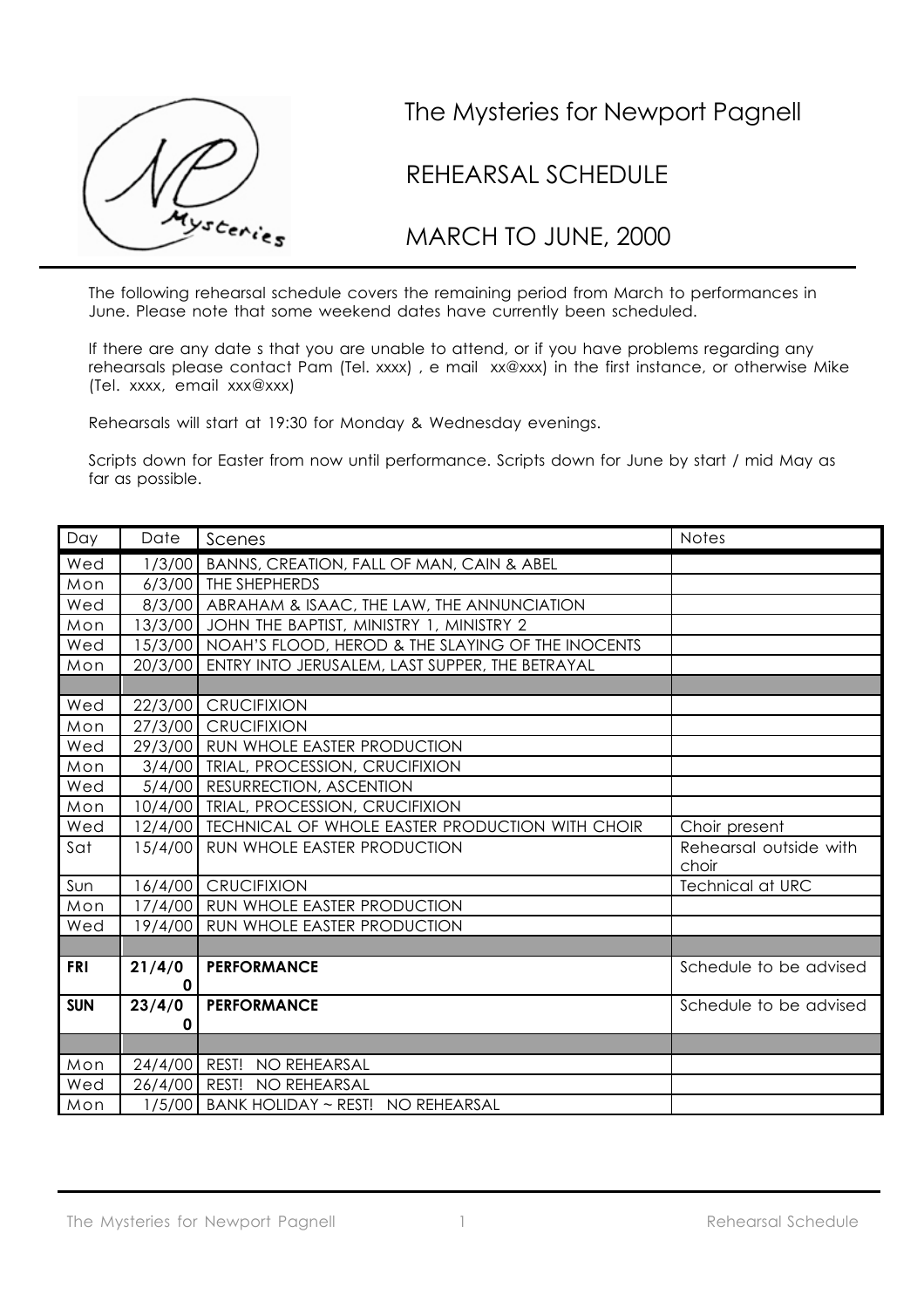# The Mysteries for Newport Pagnell

## REHEARSAL SCHEDULE

## MARCH TO JUNE, 2000

The following rehearsal schedule covers the remaining period from March to performances in June. Please note that some weekend dates have currently been scheduled.

If there are any date s that you are unable to attend, or if you have problems regarding any rehearsals please contact Pam (Tel. xxxx) , e mail xx@xxx) in the first instance, or otherwise Mike (Tel. xxxx, email xxx@xxx)

Rehearsals will start at 19:30 for Monday & Wednesday evenings.

Scripts down for Easter from now until performance. Scripts down for June by start / mid May as far as possible.

| Day | Date | Scenes | Notes |
|---|---|---|---|
| Wed | 1/3/00 | BANNS, CREATION, FALL OF MAN, CAIN & ABEL | |
| Mon | 6/3/00 | THE SHEPHERDS | |
| Wed | 8/3/00 | ABRAHAM & ISAAC, THE LAW, THE ANNUNCIATION | |
| Mon | 13/3/00 | JOHN THE BAPTIST, MINISTRY 1, MINISTRY 2 | |
| Wed | 15/3/00 | NOAH'S FLOOD, HEROD & THE SLAYING OF THE INOCENTS | |
| Mon | 20/3/00 | ENTRY INTO JERUSALEM, LAST SUPPER, THE BETRAYAL | |
| | | | |
| Wed | 22/3/00 | CRUCIFIXION | |
| Mon | 27/3/00 | CRUCIFIXION | |
| Wed | 29/3/00 | RUN WHOLE EASTER PRODUCTION | |
| Mon | 3/4/00 | TRIAL, PROCESSION, CRUCIFIXION | |
| Wed | 5/4/00 | RESURRECTION, ASCENTION | |
| Mon | 10/4/00 | TRIAL, PROCESSION, CRUCIFIXION | |
| Wed | 12/4/00 | TECHNICAL OF WHOLE EASTER PRODUCTION WITH CHOIR | Choir present |
| Sat | 15/4/00 | RUN WHOLE EASTER PRODUCTION | Rehearsal outside with choir |
| Sun | 16/4/00 | CRUCIFIXION | Technical at URC |
| Mon | 17/4/00 | RUN WHOLE EASTER PRODUCTION | |
| Wed | 19/4/00 | RUN WHOLE EASTER PRODUCTION | |
| | | | |
| **FRI** | **21/4/00** | **PERFORMANCE** | Schedule to be advised |
| **SUN** | **23/4/00** | **PERFORMANCE** | Schedule to be advised |
| | | | |
| Mon | 24/4/00 | REST! NO REHEARSAL | |
| Wed | 26/4/00 | REST! NO REHEARSAL | |
| Mon | 1/5/00 | BANK HOLIDAY ~ REST! NO REHEARSAL | |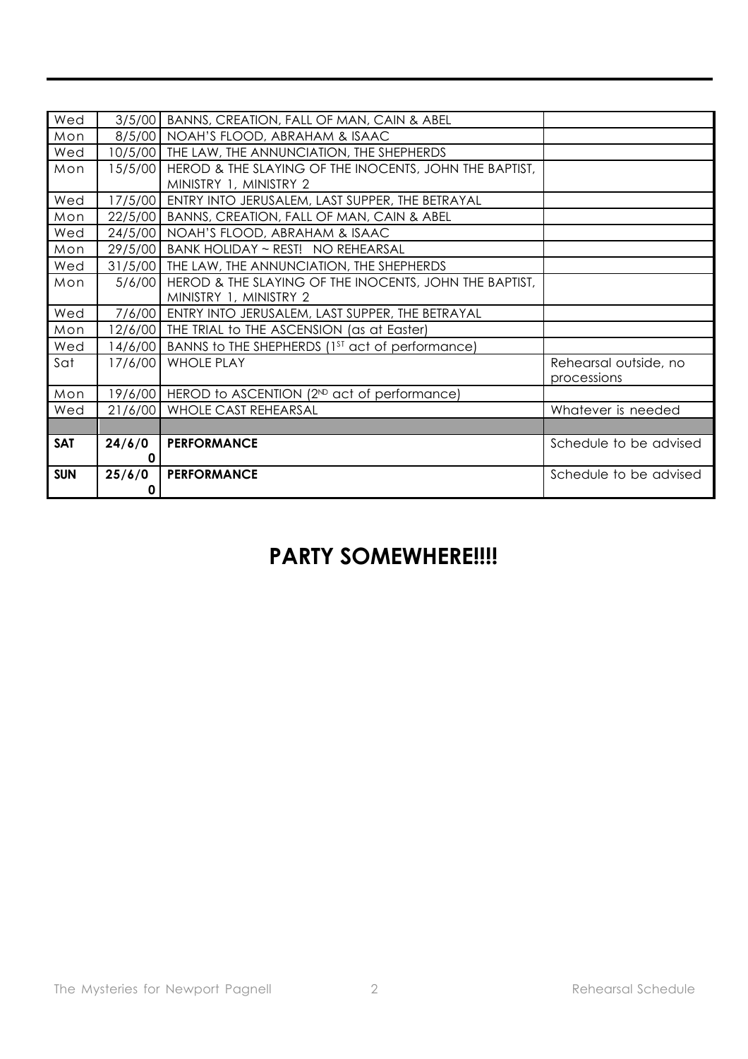| | | | |
|---|---|---|---|
| Wed | 3/5/00 | BANNS, CREATION, FALL OF MAN, CAIN & ABEL | |
| Mon | 8/5/00 | NOAH'S FLOOD, ABRAHAM & ISAAC | |
| Wed | 10/5/00 | THE LAW, THE ANNUNCIATION, THE SHEPHERDS | |
| Mon | 15/5/00 | HEROD & THE SLAYING OF THE INOCENTS, JOHN THE BAPTIST, MINISTRY 1, MINISTRY 2 | |
| Wed | 17/5/00 | ENTRY INTO JERUSALEM, LAST SUPPER, THE BETRAYAL | |
| Mon | 22/5/00 | BANNS, CREATION, FALL OF MAN, CAIN & ABEL | |
| Wed | 24/5/00 | NOAH'S FLOOD, ABRAHAM & ISAAC | |
| Mon | 29/5/00 | BANK HOLIDAY ~ REST! NO REHEARSAL | |
| Wed | 31/5/00 | THE LAW, THE ANNUNCIATION, THE SHEPHERDS | |
| Mon | 5/6/00 | HEROD & THE SLAYING OF THE INOCENTS, JOHN THE BAPTIST, MINISTRY 1, MINISTRY 2 | |
| Wed | 7/6/00 | ENTRY INTO JERUSALEM, LAST SUPPER, THE BETRAYAL | |
| Mon | 12/6/00 | THE TRIAL to THE ASCENSION (as at Easter) | |
| Wed | 14/6/00 | BANNS to THE SHEPHERDS (1ST act of performance) | |
| Sat | 17/6/00 | WHOLE PLAY | Rehearsal outside, no processions |
| Mon | 19/6/00 | HEROD to ASCENTION (2ND act of performance) | |
| Wed | 21/6/00 | WHOLE CAST REHEARSAL | Whatever is needed |
| | | | |
| **SAT** | **24/6/00** | **PERFORMANCE** | Schedule to be advised |
| **SUN** | **25/6/00** | **PERFORMANCE** | Schedule to be advised |

# PARTY SOMEWHERE!!!!